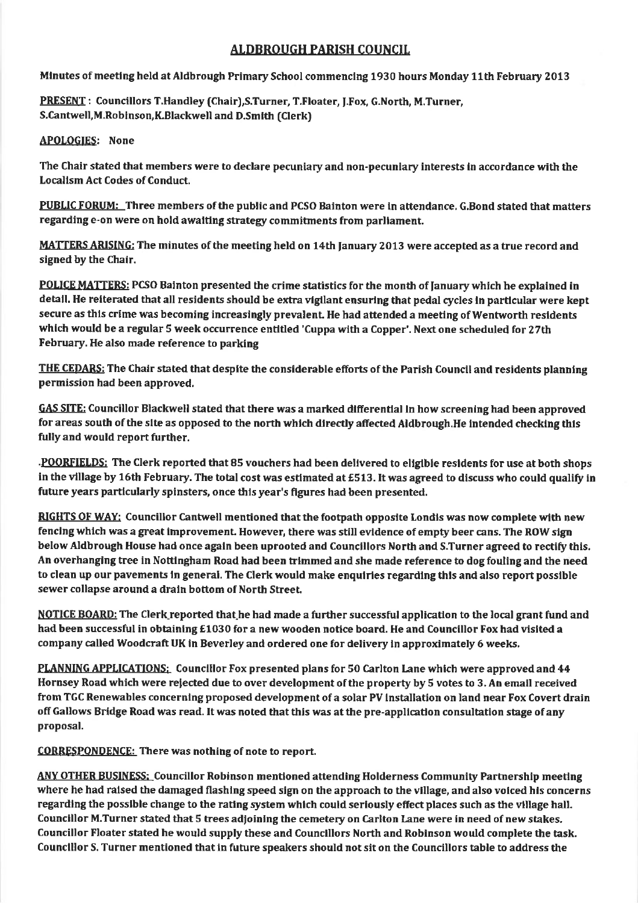# ALDBROUGH PARISH COUNCIL

**Minutes of meeting held at Aldbrough Primary School commencing 1930 hours Monday 11th February 2013**

**PRESENT**: Councillors T.Handley (Chair),S.Turner, T.Floater, J.Fox, G.North, M.Turner, S.Cantwell,M.Robinson,K.Blackwell and D.Smith (Clerk)

**APOLOGIES**: None

The Chair stated that members were to declare pecuniary and non-pecuniary interests in accordance with the Localism Act Codes of Conduct.

**PUBLIC FORUM**: Three members of the public and PCSO Bainton were in attendance. G.Bond stated that matters regarding e-on were on hold awaiting strategy commitments from parliament.

**MATTERS ARISING**: The minutes of the meeting held on 14th January 2013 were accepted as a true record and signed by the Chair.

**POLICE MATTERS**: PCSO Bainton presented the crime statistics for the month of January which he explained in detail. He reiterated that all residents should be extra vigilant ensuring that pedal cycles in particular were kept secure as this crime was becoming increasingly prevalent. He had attended a meeting of Wentworth residents which would be a regular 5 week occurrence entitled 'Cuppa with a Copper'. Next one scheduled for 27th February. He also made reference to parking

**THE CEDARS**: The Chair stated that despite the considerable efforts of the Parish Council and residents planning permission had been approved.

**GAS SITE**: Councillor Blackwell stated that there was a marked differential in how screening had been approved for areas south of the site as opposed to the north which directly affected Aldbrough.He intended checking this fully and would report further.

.**POORFIELDS**: The Clerk reported that 85 vouchers had been delivered to eligible residents for use at both shops in the village by 16th February. The total cost was estimated at £513. It was agreed to discuss who could qualify in future years particularly spinsters, once this year's figures had been presented.

**RIGHTS OF WAY**: Councillor Cantwell mentioned that the footpath opposite Londis was now complete with new fencing which was a great improvement. However, there was still evidence of empty beer cans. The ROW sign below Aldbrough House had once again been uprooted and Councillors North and S.Turner agreed to rectify this. An overhanging tree in Nottingham Road had been trimmed and she made reference to dog fouling and the need to clean up our pavements in general. The Clerk would make enquiries regarding this and also report possible sewer collapse around a drain bottom of North Street.

**NOTICE BOARD**: The Clerk reported that he had made a further successful application to the local grant fund and had been successful in obtaining £1030 for a new wooden notice board. He and Councillor Fox had visited a company called Woodcraft UK in Beverley and ordered one for delivery in approximately 6 weeks.

**PLANNING APPLICATIONS**: Councillor Fox presented plans for 50 Carlton Lane which were approved and 44 Hornsey Road which were rejected due to over development of the property by 5 votes to 3. An email received from TGC Renewables concerning proposed development of a solar PV installation on land near Fox Covert drain off Gallows Bridge Road was read. It was noted that this was at the pre-application consultation stage of any proposal.

**CORRESPONDENCE**: There was nothing of note to report.

**ANY OTHER BUSINESS**: Councillor Robinson mentioned attending Holderness Community Partnership meeting where he had raised the damaged flashing speed sign on the approach to the village, and also voiced his concerns regarding the possible change to the rating system which could seriously effect places such as the village hall. Councillor M.Turner stated that 5 trees adjoining the cemetery on Carlton Lane were in need of new stakes. Councillor Floater stated he would supply these and Councillors North and Robinson would complete the task. Councillor S. Turner mentioned that in future speakers should not sit on the Councillors table to address the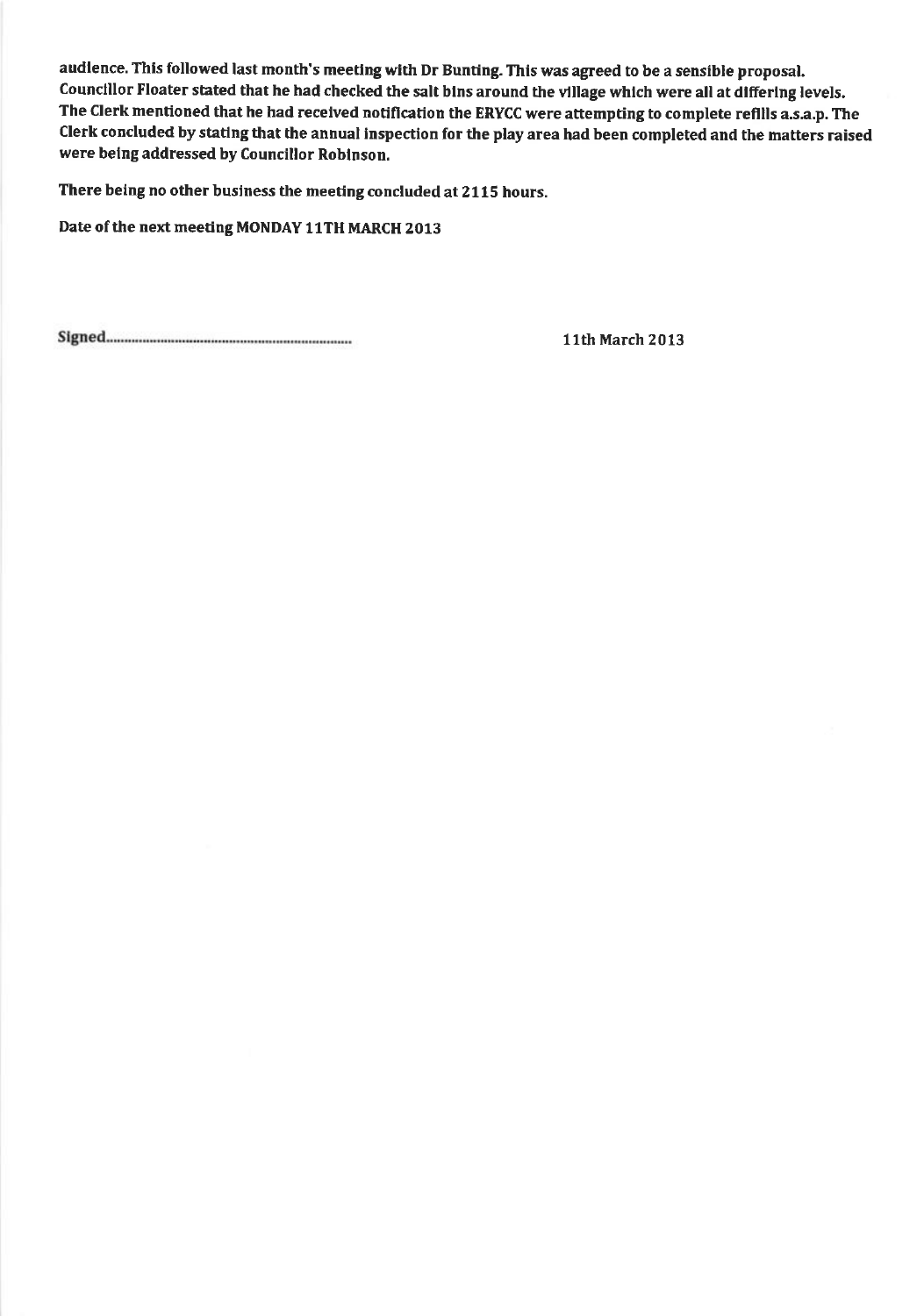**audience. This followed last month's meeting with Dr Bunting. This was agreed to be a sensible proposal. Councillor Floater stated that he had checked the salt bins around the village which were all at differing levels. The Clerk mentioned that he had received notification the ERYCC were attempting to complete refills a.s.a.p. The Clerk concluded by stating that the annual inspection for the play area had been completed and the matters raised were being addressed by Councillor Robinson.**

**There being no other business the meeting concluded at 2115 hours.**

**Date of the next meeting MONDAY 11TH MARCH 2013**

**Signed.......................................................................** **11th March 2013**